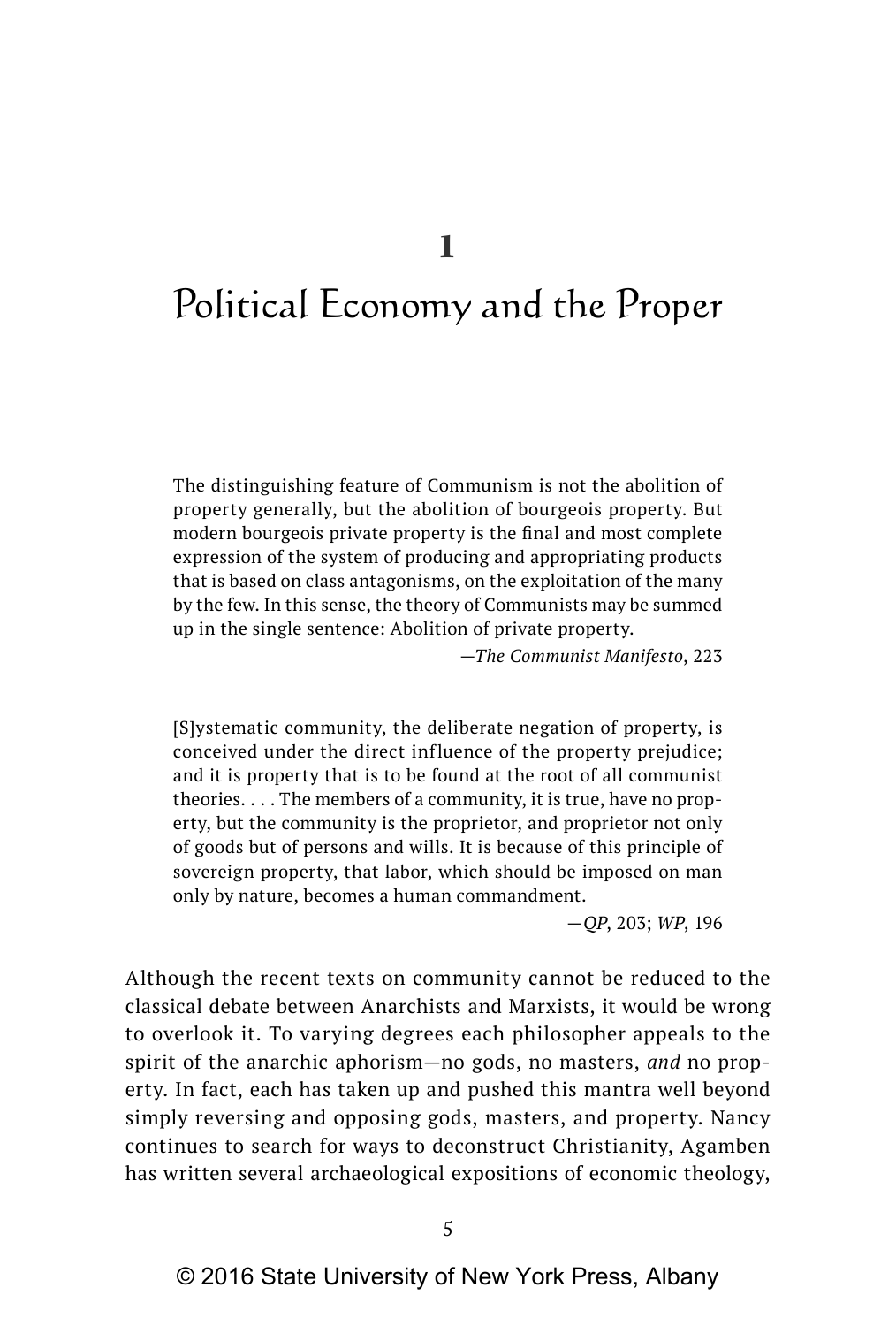# 1

# Political Economy and the Proper

> The distinguishing feature of Communism is not the abolition of property generally, but the abolition of bourgeois property. But modern bourgeois private property is the final and most complete expression of the system of producing and appropriating products that is based on class antagonisms, on the exploitation of the many by the few. In this sense, the theory of Communists may be summed up in the single sentence: Abolition of private property.
>
> —*The Communist Manifesto*, 223

> [S]ystematic community, the deliberate negation of property, is conceived under the direct influence of the property prejudice; and it is property that is to be found at the root of all communist theories. . . . The members of a community, it is true, have no property, but the community is the proprietor, and proprietor not only of goods but of persons and wills. It is because of this principle of sovereign property, that labor, which should be imposed on man only by nature, becomes a human commandment.
>
> —*QP*, 203; *WP*, 196

Although the recent texts on community cannot be reduced to the classical debate between Anarchists and Marxists, it would be wrong to overlook it. To varying degrees each philosopher appeals to the spirit of the anarchic aphorism—no gods, no masters, *and* no property. In fact, each has taken up and pushed this mantra well beyond simply reversing and opposing gods, masters, and property. Nancy continues to search for ways to deconstruct Christianity, Agamben has written several archaeological expositions of economic theology,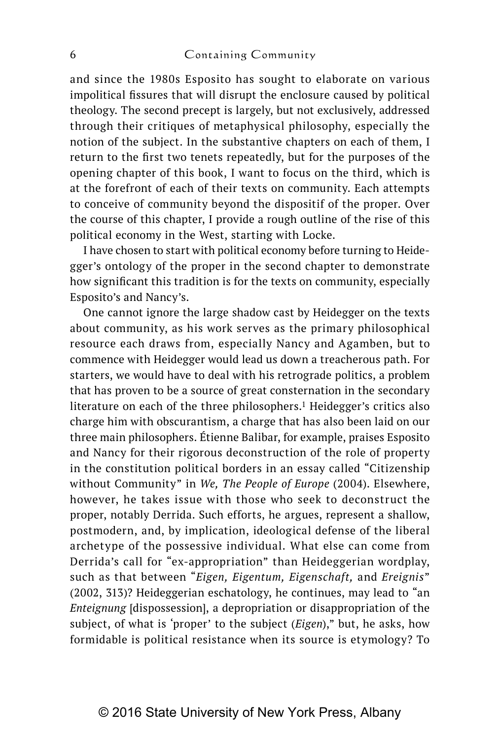and since the 1980s Esposito has sought to elaborate on various impolitical fissures that will disrupt the enclosure caused by political theology. The second precept is largely, but not exclusively, addressed through their critiques of metaphysical philosophy, especially the notion of the subject. In the substantive chapters on each of them, I return to the first two tenets repeatedly, but for the purposes of the opening chapter of this book, I want to focus on the third, which is at the forefront of each of their texts on community. Each attempts to conceive of community beyond the dispositif of the proper. Over the course of this chapter, I provide a rough outline of the rise of this political economy in the West, starting with Locke.

I have chosen to start with political economy before turning to Heidegger's ontology of the proper in the second chapter to demonstrate how significant this tradition is for the texts on community, especially Esposito's and Nancy's.

One cannot ignore the large shadow cast by Heidegger on the texts about community, as his work serves as the primary philosophical resource each draws from, especially Nancy and Agamben, but to commence with Heidegger would lead us down a treacherous path. For starters, we would have to deal with his retrograde politics, a problem that has proven to be a source of great consternation in the secondary literature on each of the three philosophers.[1] Heidegger's critics also charge him with obscurantism, a charge that has also been laid on our three main philosophers. Étienne Balibar, for example, praises Esposito and Nancy for their rigorous deconstruction of the role of property in the constitution political borders in an essay called "Citizenship without Community" in *We, The People of Europe* (2004). Elsewhere, however, he takes issue with those who seek to deconstruct the proper, notably Derrida. Such efforts, he argues, represent a shallow, postmodern, and, by implication, ideological defense of the liberal archetype of the possessive individual. What else can come from Derrida's call for "ex-appropriation" than Heideggerian wordplay, such as that between "*Eigen, Eigentum, Eigenschaft,* and *Ereignis*" (2002, 313)? Heideggerian eschatology, he continues, may lead to "an *Enteignung* [dispossession], a depropriation or disappropriation of the subject, of what is 'proper' to the subject (*Eigen*)," but, he asks, how formidable is political resistance when its source is etymology? To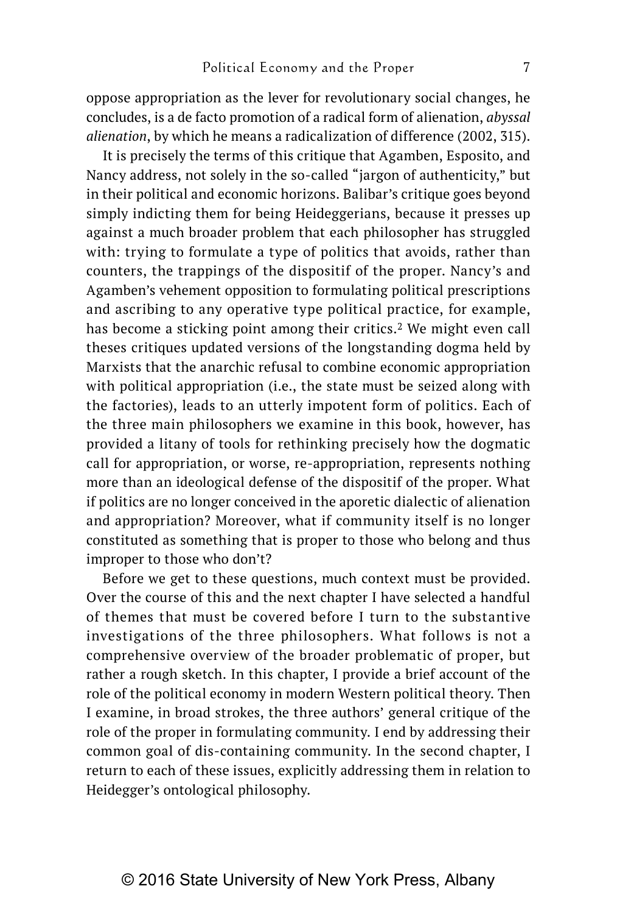oppose appropriation as the lever for revolutionary social changes, he concludes, is a de facto promotion of a radical form of alienation, *abyssal alienation*, by which he means a radicalization of difference (2002, 315).

It is precisely the terms of this critique that Agamben, Esposito, and Nancy address, not solely in the so-called "jargon of authenticity," but in their political and economic horizons. Balibar's critique goes beyond simply indicting them for being Heideggerians, because it presses up against a much broader problem that each philosopher has struggled with: trying to formulate a type of politics that avoids, rather than counters, the trappings of the dispositif of the proper. Nancy's and Agamben's vehement opposition to formulating political prescriptions and ascribing to any operative type political practice, for example, has become a sticking point among their critics.[2] We might even call theses critiques updated versions of the longstanding dogma held by Marxists that the anarchic refusal to combine economic appropriation with political appropriation (i.e., the state must be seized along with the factories), leads to an utterly impotent form of politics. Each of the three main philosophers we examine in this book, however, has provided a litany of tools for rethinking precisely how the dogmatic call for appropriation, or worse, re-appropriation, represents nothing more than an ideological defense of the dispositif of the proper. What if politics are no longer conceived in the aporetic dialectic of alienation and appropriation? Moreover, what if community itself is no longer constituted as something that is proper to those who belong and thus improper to those who don't?

Before we get to these questions, much context must be provided. Over the course of this and the next chapter I have selected a handful of themes that must be covered before I turn to the substantive investigations of the three philosophers. What follows is not a comprehensive overview of the broader problematic of proper, but rather a rough sketch. In this chapter, I provide a brief account of the role of the political economy in modern Western political theory. Then I examine, in broad strokes, the three authors' general critique of the role of the proper in formulating community. I end by addressing their common goal of dis-containing community. In the second chapter, I return to each of these issues, explicitly addressing them in relation to Heidegger's ontological philosophy.

© 2016 State University of New York Press, Albany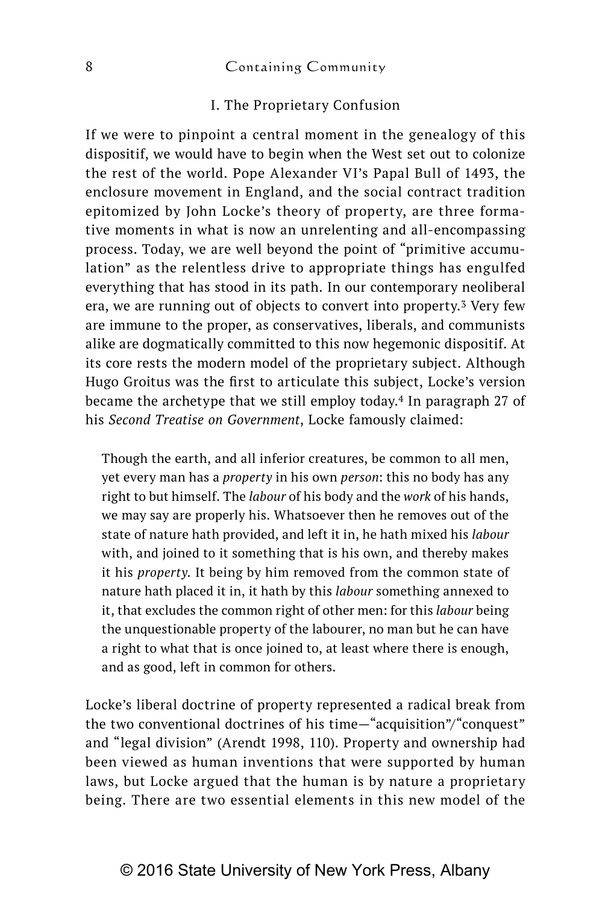## I. The Proprietary Confusion

If we were to pinpoint a central moment in the genealogy of this dispositif, we would have to begin when the West set out to colonize the rest of the world. Pope Alexander VI's Papal Bull of 1493, the enclosure movement in England, and the social contract tradition epitomized by John Locke's theory of property, are three formative moments in what is now an unrelenting and all-encompassing process. Today, we are well beyond the point of "primitive accumulation" as the relentless drive to appropriate things has engulfed everything that has stood in its path. In our contemporary neoliberal era, we are running out of objects to convert into property.[3] Very few are immune to the proper, as conservatives, liberals, and communists alike are dogmatically committed to this now hegemonic dispositif. At its core rests the modern model of the proprietary subject. Although Hugo Groitus was the first to articulate this subject, Locke's version became the archetype that we still employ today.[4] In paragraph 27 of his *Second Treatise on Government*, Locke famously claimed:

> Though the earth, and all inferior creatures, be common to all men, yet every man has a *property* in his own *person*: this no body has any right to but himself. The *labour* of his body and the *work* of his hands, we may say are properly his. Whatsoever then he removes out of the state of nature hath provided, and left it in, he hath mixed his *labour* with, and joined to it something that is his own, and thereby makes it his *property*. It being by him removed from the common state of nature hath placed it in, it hath by this *labour* something annexed to it, that excludes the common right of other men: for this *labour* being the unquestionable property of the labourer, no man but he can have a right to what that is once joined to, at least where there is enough, and as good, left in common for others.

Locke's liberal doctrine of property represented a radical break from the two conventional doctrines of his time—"acquisition"/"conquest" and "legal division" (Arendt 1998, 110). Property and ownership had been viewed as human inventions that were supported by human laws, but Locke argued that the human is by nature a proprietary being. There are two essential elements in this new model of the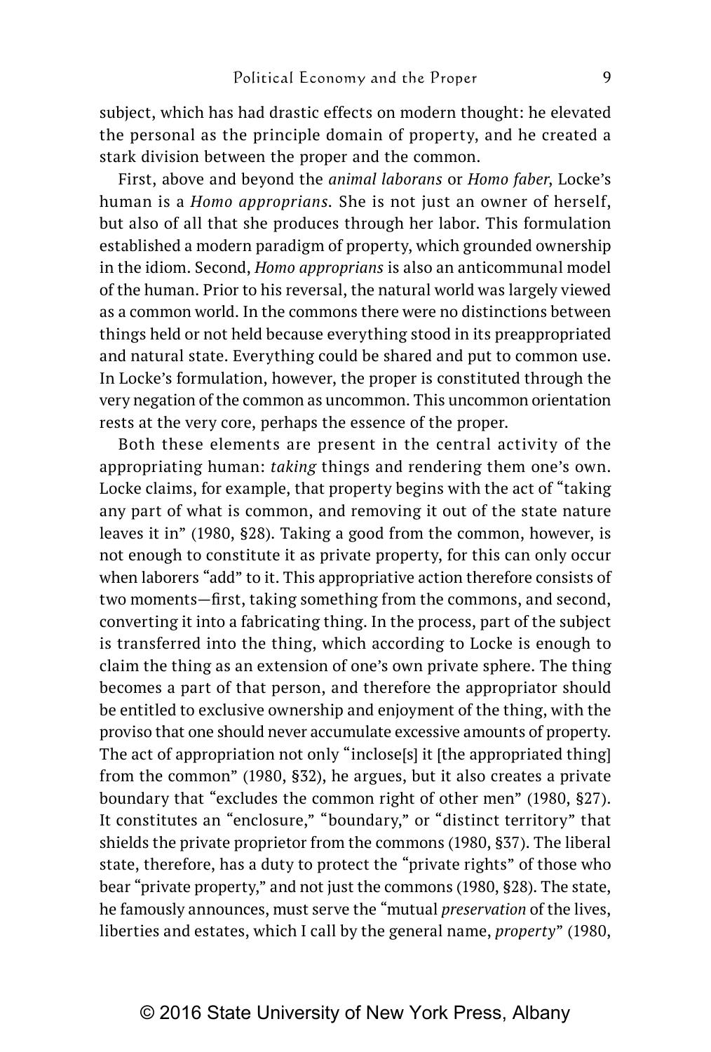subject, which has had drastic effects on modern thought: he elevated the personal as the principle domain of property, and he created a stark division between the proper and the common.

First, above and beyond the *animal laborans* or *Homo faber*, Locke's human is a *Homo approprians*. She is not just an owner of herself, but also of all that she produces through her labor. This formulation established a modern paradigm of property, which grounded ownership in the idiom. Second, *Homo approprians* is also an anticommunal model of the human. Prior to his reversal, the natural world was largely viewed as a common world. In the commons there were no distinctions between things held or not held because everything stood in its preappropriated and natural state. Everything could be shared and put to common use. In Locke's formulation, however, the proper is constituted through the very negation of the common as uncommon. This uncommon orientation rests at the very core, perhaps the essence of the proper.

Both these elements are present in the central activity of the appropriating human: *taking* things and rendering them one's own. Locke claims, for example, that property begins with the act of "taking any part of what is common, and removing it out of the state nature leaves it in" (1980, §28). Taking a good from the common, however, is not enough to constitute it as private property, for this can only occur when laborers "add" to it. This appropriative action therefore consists of two moments—first, taking something from the commons, and second, converting it into a fabricating thing. In the process, part of the subject is transferred into the thing, which according to Locke is enough to claim the thing as an extension of one's own private sphere. The thing becomes a part of that person, and therefore the appropriator should be entitled to exclusive ownership and enjoyment of the thing, with the proviso that one should never accumulate excessive amounts of property. The act of appropriation not only "inclose[s] it [the appropriated thing] from the common" (1980, §32), he argues, but it also creates a private boundary that "excludes the common right of other men" (1980, §27). It constitutes an "enclosure," "boundary," or "distinct territory" that shields the private proprietor from the commons (1980, §37). The liberal state, therefore, has a duty to protect the "private rights" of those who bear "private property," and not just the commons (1980, §28). The state, he famously announces, must serve the "mutual *preservation* of the lives, liberties and estates, which I call by the general name, *property*" (1980,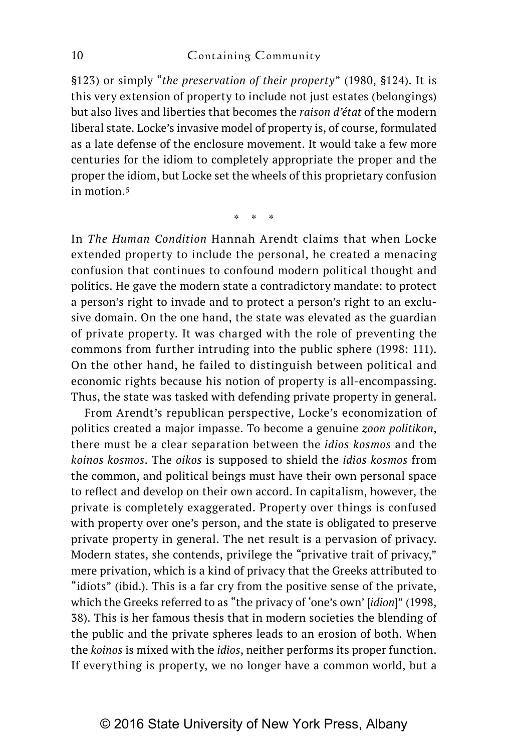§123) or simply "*the preservation of their property*" (1980, §124). It is this very extension of property to include not just estates (belongings) but also lives and liberties that becomes the *raison d'état* of the modern liberal state. Locke's invasive model of property is, of course, formulated as a late defense of the enclosure movement. It would take a few more centuries for the idiom to completely appropriate the proper and the proper the idiom, but Locke set the wheels of this proprietary confusion in motion.[5]

* * *

In *The Human Condition* Hannah Arendt claims that when Locke extended property to include the personal, he created a menacing confusion that continues to confound modern political thought and politics. He gave the modern state a contradictory mandate: to protect a person's right to invade and to protect a person's right to an exclusive domain. On the one hand, the state was elevated as the guardian of private property. It was charged with the role of preventing the commons from further intruding into the public sphere (1998: 111). On the other hand, he failed to distinguish between political and economic rights because his notion of property is all-encompassing. Thus, the state was tasked with defending private property in general.

From Arendt's republican perspective, Locke's economization of politics created a major impasse. To become a genuine *zoon politikon*, there must be a clear separation between the *idios kosmos* and the *koinos kosmos*. The *oikos* is supposed to shield the *idios kosmos* from the common, and political beings must have their own personal space to reflect and develop on their own accord. In capitalism, however, the private is completely exaggerated. Property over things is confused with property over one's person, and the state is obligated to preserve private property in general. The net result is a pervasion of privacy. Modern states, she contends, privilege the "privative trait of privacy," mere privation, which is a kind of privacy that the Greeks attributed to "idiots" (ibid.). This is a far cry from the positive sense of the private, which the Greeks referred to as "the privacy of 'one's own' [*idion*]" (1998, 38). This is her famous thesis that in modern societies the blending of the public and the private spheres leads to an erosion of both. When the *koinos* is mixed with the *idios*, neither performs its proper function. If everything is property, we no longer have a common world, but a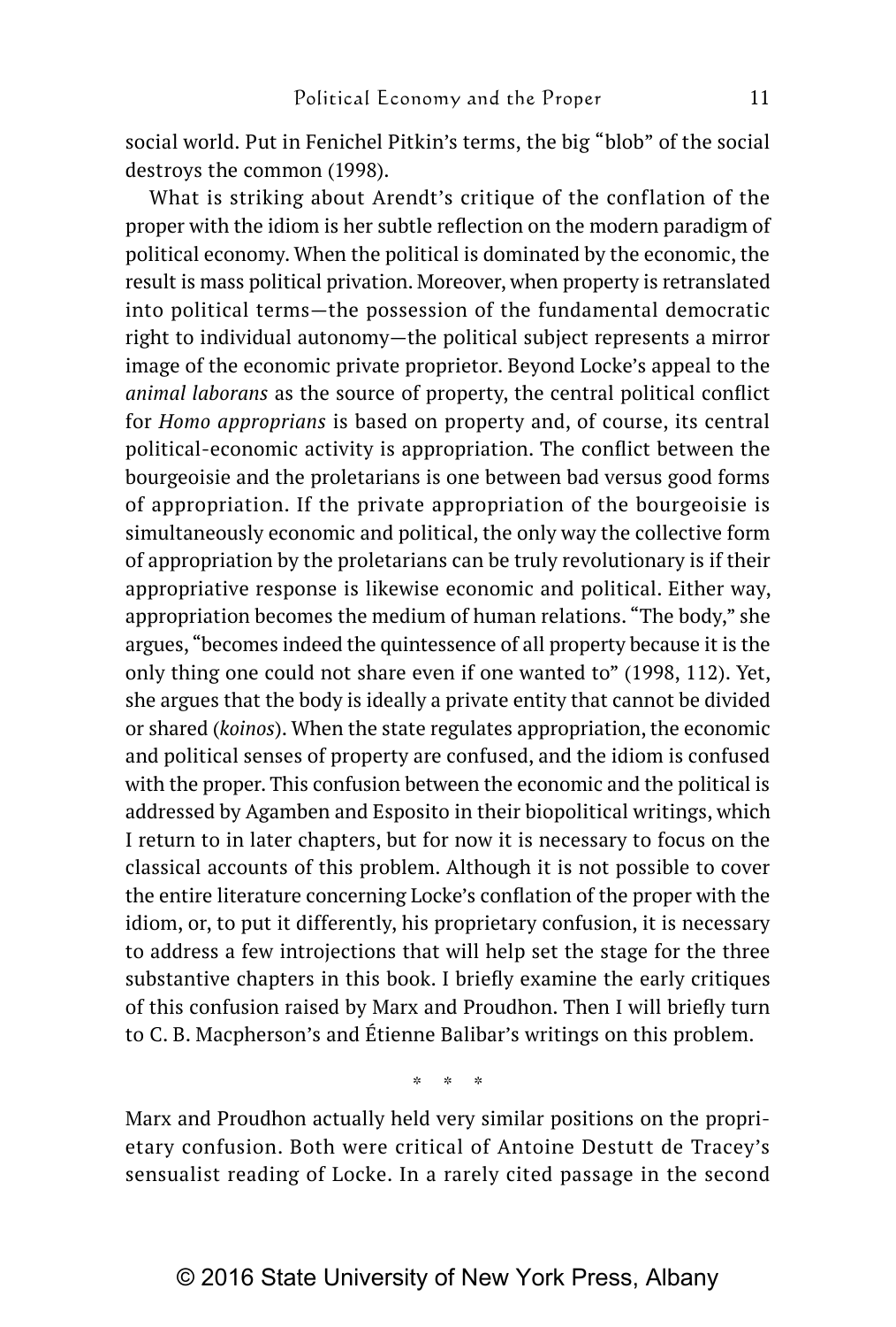social world. Put in Fenichel Pitkin's terms, the big "blob" of the social destroys the common (1998).

What is striking about Arendt's critique of the conflation of the proper with the idiom is her subtle reflection on the modern paradigm of political economy. When the political is dominated by the economic, the result is mass political privation. Moreover, when property is retranslated into political terms—the possession of the fundamental democratic right to individual autonomy—the political subject represents a mirror image of the economic private proprietor. Beyond Locke's appeal to the *animal laborans* as the source of property, the central political conflict for *Homo approprians* is based on property and, of course, its central political-economic activity is appropriation. The conflict between the bourgeoisie and the proletarians is one between bad versus good forms of appropriation. If the private appropriation of the bourgeoisie is simultaneously economic and political, the only way the collective form of appropriation by the proletarians can be truly revolutionary is if their appropriative response is likewise economic and political. Either way, appropriation becomes the medium of human relations. "The body," she argues, "becomes indeed the quintessence of all property because it is the only thing one could not share even if one wanted to" (1998, 112). Yet, she argues that the body is ideally a private entity that cannot be divided or shared (*koinos*). When the state regulates appropriation, the economic and political senses of property are confused, and the idiom is confused with the proper. This confusion between the economic and the political is addressed by Agamben and Esposito in their biopolitical writings, which I return to in later chapters, but for now it is necessary to focus on the classical accounts of this problem. Although it is not possible to cover the entire literature concerning Locke's conflation of the proper with the idiom, or, to put it differently, his proprietary confusion, it is necessary to address a few introjections that will help set the stage for the three substantive chapters in this book. I briefly examine the early critiques of this confusion raised by Marx and Proudhon. Then I will briefly turn to C. B. Macpherson's and Étienne Balibar's writings on this problem.

\* \* \*

Marx and Proudhon actually held very similar positions on the proprietary confusion. Both were critical of Antoine Destutt de Tracey's sensualist reading of Locke. In a rarely cited passage in the second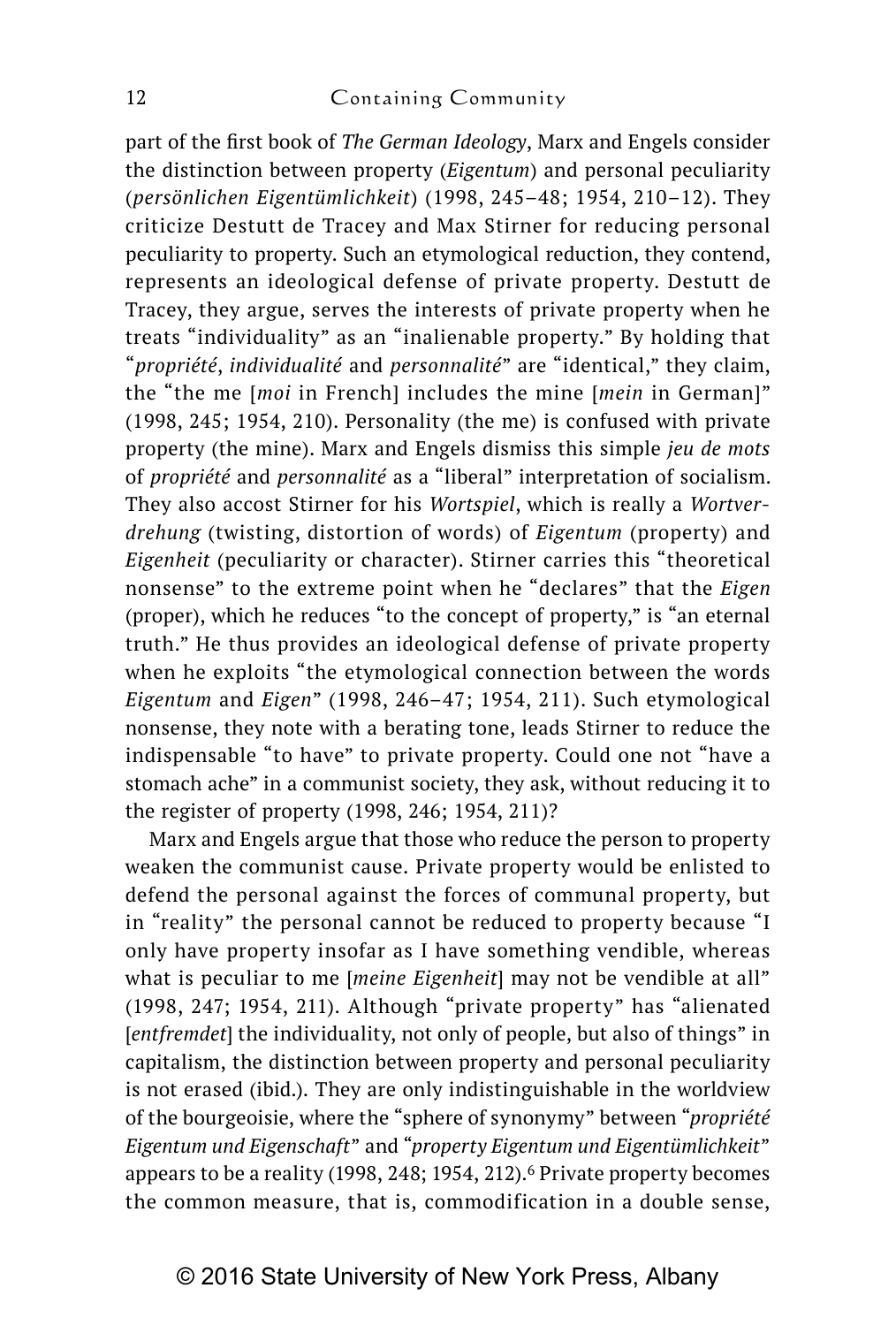part of the first book of *The German Ideology*, Marx and Engels consider the distinction between property (*Eigentum*) and personal peculiarity (*persönlichen Eigentümlichkeit*) (1998, 245–48; 1954, 210–12). They criticize Destutt de Tracey and Max Stirner for reducing personal peculiarity to property. Such an etymological reduction, they contend, represents an ideological defense of private property. Destutt de Tracey, they argue, serves the interests of private property when he treats "individuality" as an "inalienable property." By holding that "*propriété*, *individualité* and *personnalité*" are "identical," they claim, the "the me [*moi* in French] includes the mine [*mein* in German]" (1998, 245; 1954, 210). Personality (the me) is confused with private property (the mine). Marx and Engels dismiss this simple *jeu de mots* of *propriété* and *personnalité* as a "liberal" interpretation of socialism. They also accost Stirner for his *Wortspiel*, which is really a *Wortverdrehung* (twisting, distortion of words) of *Eigentum* (property) and *Eigenheit* (peculiarity or character). Stirner carries this "theoretical nonsense" to the extreme point when he "declares" that the *Eigen* (proper), which he reduces "to the concept of property," is "an eternal truth." He thus provides an ideological defense of private property when he exploits "the etymological connection between the words *Eigentum* and *Eigen*" (1998, 246–47; 1954, 211). Such etymological nonsense, they note with a berating tone, leads Stirner to reduce the indispensable "to have" to private property. Could one not "have a stomach ache" in a communist society, they ask, without reducing it to the register of property (1998, 246; 1954, 211)?

Marx and Engels argue that those who reduce the person to property weaken the communist cause. Private property would be enlisted to defend the personal against the forces of communal property, but in "reality" the personal cannot be reduced to property because "I only have property insofar as I have something vendible, whereas what is peculiar to me [*meine Eigenheit*] may not be vendible at all" (1998, 247; 1954, 211). Although "private property" has "alienated [*entfremdet*] the individuality, not only of people, but also of things" in capitalism, the distinction between property and personal peculiarity is not erased (ibid.). They are only indistinguishable in the worldview of the bourgeoisie, where the "sphere of synonymy" between "*propriété Eigentum und Eigenschaft*" and "*property Eigentum und Eigentümlichkeit*" appears to be a reality (1998, 248; 1954, 212).[6] Private property becomes the common measure, that is, commodification in a double sense,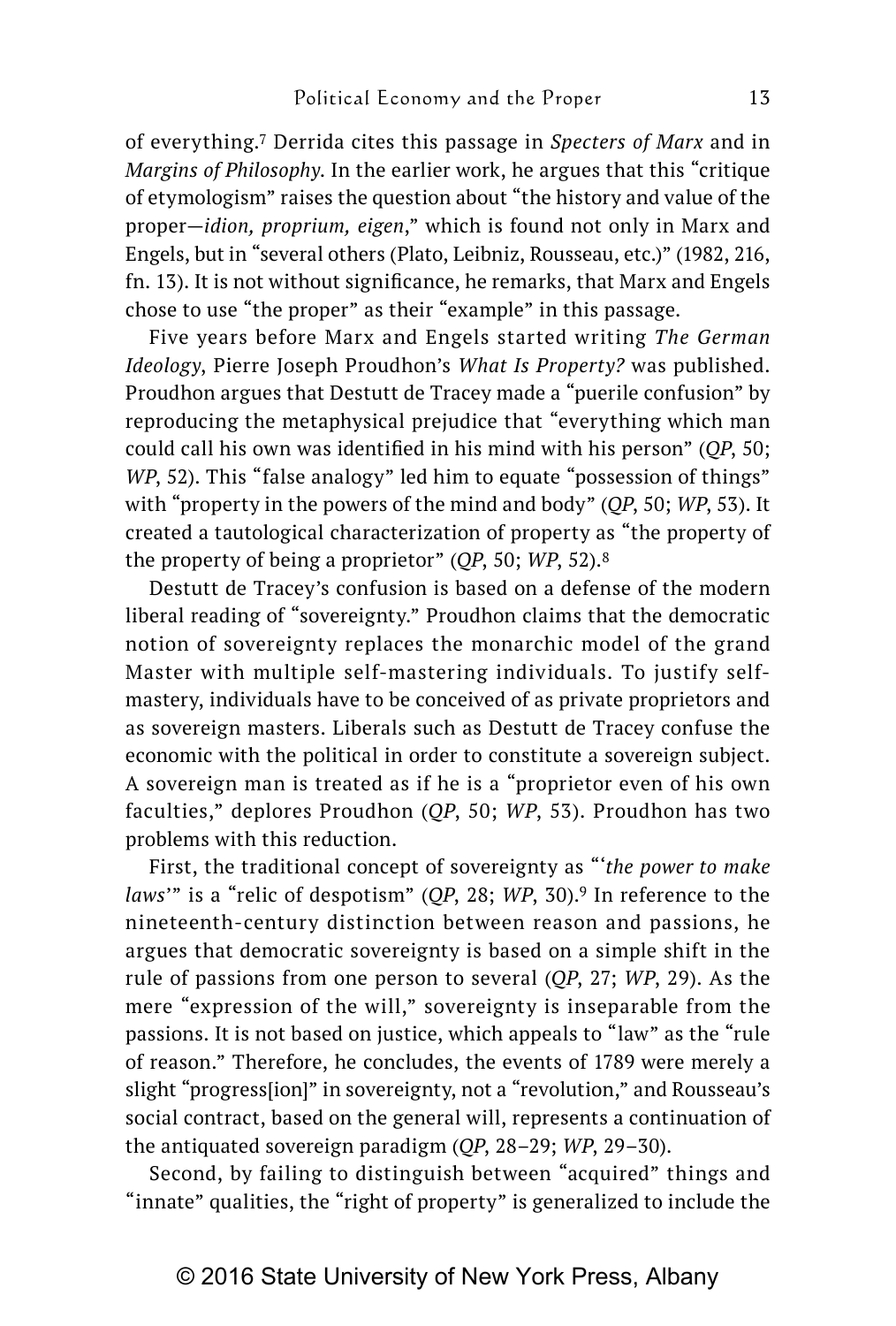of everything.[7] Derrida cites this passage in *Specters of Marx* and in *Margins of Philosophy*. In the earlier work, he argues that this "critique of etymologism" raises the question about "the history and value of the proper—*idion, proprium, eigen*," which is found not only in Marx and Engels, but in "several others (Plato, Leibniz, Rousseau, etc.)" (1982, 216, fn. 13). It is not without significance, he remarks, that Marx and Engels chose to use "the proper" as their "example" in this passage.

Five years before Marx and Engels started writing *The German Ideology*, Pierre Joseph Proudhon's *What Is Property?* was published. Proudhon argues that Destutt de Tracey made a "puerile confusion" by reproducing the metaphysical prejudice that "everything which man could call his own was identified in his mind with his person" (*QP*, 50; *WP*, 52). This "false analogy" led him to equate "possession of things" with "property in the powers of the mind and body" (*QP*, 50; *WP*, 53). It created a tautological characterization of property as "the property of the property of being a proprietor" (*QP*, 50; *WP*, 52).[8]

Destutt de Tracey's confusion is based on a defense of the modern liberal reading of "sovereignty." Proudhon claims that the democratic notion of sovereignty replaces the monarchic model of the grand Master with multiple self-mastering individuals. To justify self-mastery, individuals have to be conceived of as private proprietors and as sovereign masters. Liberals such as Destutt de Tracey confuse the economic with the political in order to constitute a sovereign subject. A sovereign man is treated as if he is a "proprietor even of his own faculties," deplores Proudhon (*QP*, 50; *WP*, 53). Proudhon has two problems with this reduction.

First, the traditional concept of sovereignty as "'*the power to make laws*'" is a "relic of despotism" (*QP*, 28; *WP*, 30).[9] In reference to the nineteenth-century distinction between reason and passions, he argues that democratic sovereignty is based on a simple shift in the rule of passions from one person to several (*QP*, 27; *WP*, 29). As the mere "expression of the will," sovereignty is inseparable from the passions. It is not based on justice, which appeals to "law" as the "rule of reason." Therefore, he concludes, the events of 1789 were merely a slight "progress[ion]" in sovereignty, not a "revolution," and Rousseau's social contract, based on the general will, represents a continuation of the antiquated sovereign paradigm (*QP*, 28–29; *WP*, 29–30).

Second, by failing to distinguish between "acquired" things and "innate" qualities, the "right of property" is generalized to include the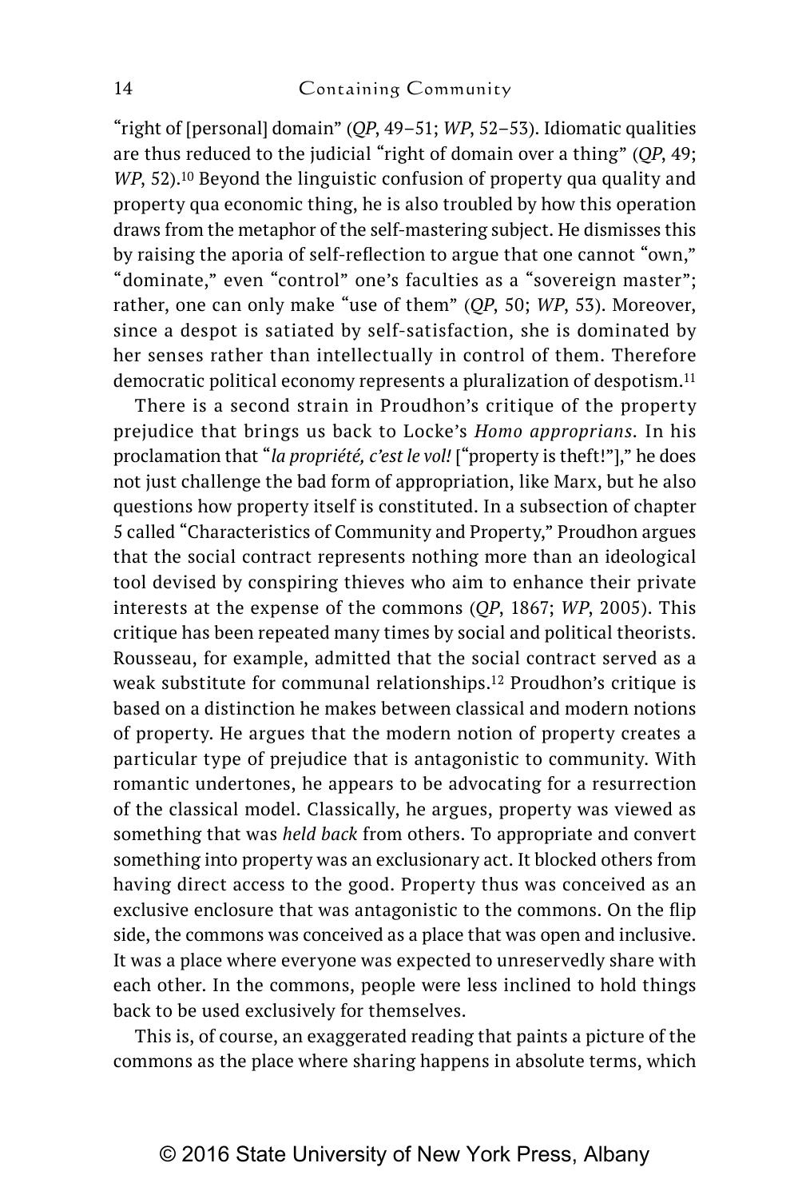"right of [personal] domain" (*QP*, 49–51; *WP*, 52–53). Idiomatic qualities are thus reduced to the judicial "right of domain over a thing" (*QP*, 49; *WP*, 52).[10] Beyond the linguistic confusion of property qua quality and property qua economic thing, he is also troubled by how this operation draws from the metaphor of the self-mastering subject. He dismisses this by raising the aporia of self-reflection to argue that one cannot "own," "dominate," even "control" one's faculties as a "sovereign master"; rather, one can only make "use of them" (*QP*, 50; *WP*, 53). Moreover, since a despot is satiated by self-satisfaction, she is dominated by her senses rather than intellectually in control of them. Therefore democratic political economy represents a pluralization of despotism.[11]

There is a second strain in Proudhon's critique of the property prejudice that brings us back to Locke's *Homo approprians*. In his proclamation that "*la propriété, c'est le vol!* ["property is theft!"]," he does not just challenge the bad form of appropriation, like Marx, but he also questions how property itself is constituted. In a subsection of chapter 5 called "Characteristics of Community and Property," Proudhon argues that the social contract represents nothing more than an ideological tool devised by conspiring thieves who aim to enhance their private interests at the expense of the commons (*QP*, 1867; *WP*, 2005). This critique has been repeated many times by social and political theorists. Rousseau, for example, admitted that the social contract served as a weak substitute for communal relationships.[12] Proudhon's critique is based on a distinction he makes between classical and modern notions of property. He argues that the modern notion of property creates a particular type of prejudice that is antagonistic to community. With romantic undertones, he appears to be advocating for a resurrection of the classical model. Classically, he argues, property was viewed as something that was *held back* from others. To appropriate and convert something into property was an exclusionary act. It blocked others from having direct access to the good. Property thus was conceived as an exclusive enclosure that was antagonistic to the commons. On the flip side, the commons was conceived as a place that was open and inclusive. It was a place where everyone was expected to unreservedly share with each other. In the commons, people were less inclined to hold things back to be used exclusively for themselves.

This is, of course, an exaggerated reading that paints a picture of the commons as the place where sharing happens in absolute terms, which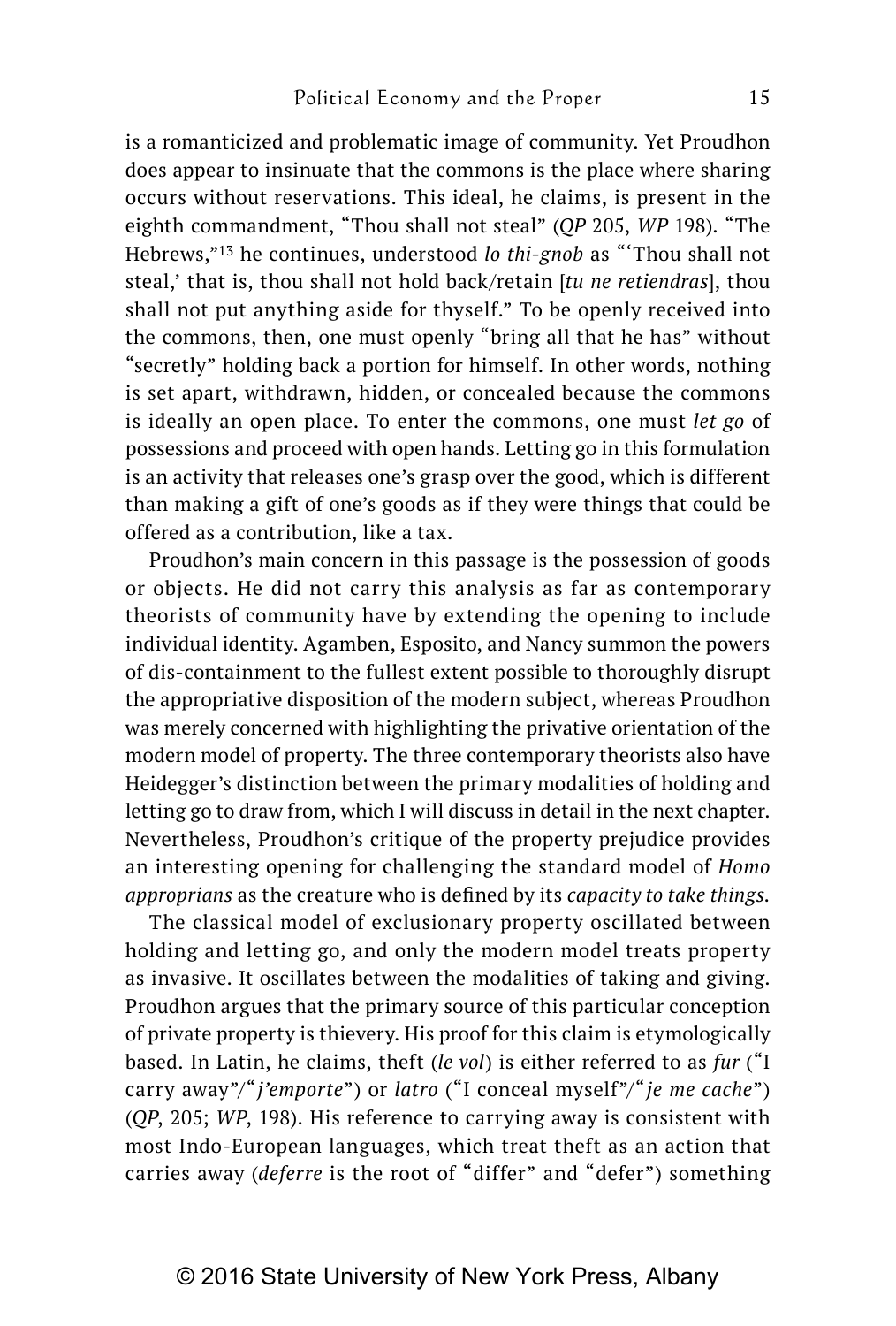is a romanticized and problematic image of community. Yet Proudhon does appear to insinuate that the commons is the place where sharing occurs without reservations. This ideal, he claims, is present in the eighth commandment, "Thou shall not steal" (*QP* 205, *WP* 198). "The Hebrews,"[13] he continues, understood *lo thi-gnob* as "'Thou shall not steal,' that is, thou shall not hold back/retain [*tu ne retiendras*], thou shall not put anything aside for thyself." To be openly received into the commons, then, one must openly "bring all that he has" without "secretly" holding back a portion for himself. In other words, nothing is set apart, withdrawn, hidden, or concealed because the commons is ideally an open place. To enter the commons, one must *let go* of possessions and proceed with open hands. Letting go in this formulation is an activity that releases one's grasp over the good, which is different than making a gift of one's goods as if they were things that could be offered as a contribution, like a tax.

Proudhon's main concern in this passage is the possession of goods or objects. He did not carry this analysis as far as contemporary theorists of community have by extending the opening to include individual identity. Agamben, Esposito, and Nancy summon the powers of dis-containment to the fullest extent possible to thoroughly disrupt the appropriative disposition of the modern subject, whereas Proudhon was merely concerned with highlighting the privative orientation of the modern model of property. The three contemporary theorists also have Heidegger's distinction between the primary modalities of holding and letting go to draw from, which I will discuss in detail in the next chapter. Nevertheless, Proudhon's critique of the property prejudice provides an interesting opening for challenging the standard model of *Homo approprians* as the creature who is defined by its *capacity to take things*.

The classical model of exclusionary property oscillated between holding and letting go, and only the modern model treats property as invasive. It oscillates between the modalities of taking and giving. Proudhon argues that the primary source of this particular conception of private property is thievery. His proof for this claim is etymologically based. In Latin, he claims, theft (*le vol*) is either referred to as *fur* ("I carry away"/"*j'emporte*") or *latro* ("I conceal myself"/"*je me cache*") (*QP*, 205; *WP*, 198). His reference to carrying away is consistent with most Indo-European languages, which treat theft as an action that carries away (*deferre* is the root of "differ" and "defer") something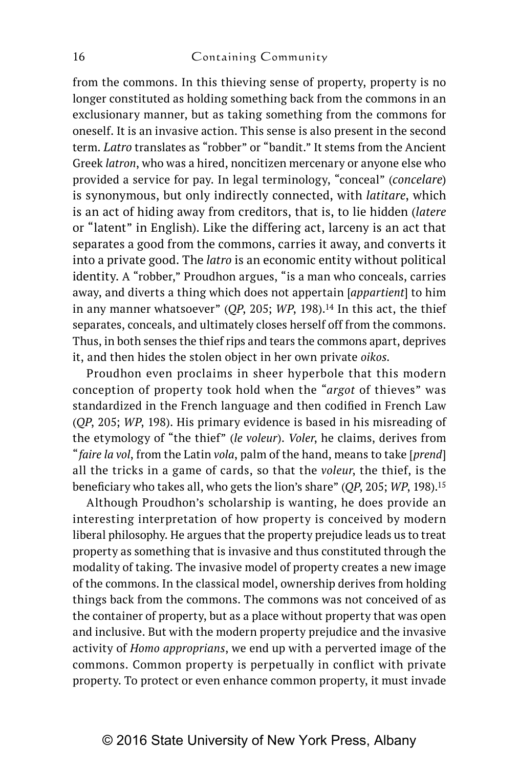from the commons. In this thieving sense of property, property is no longer constituted as holding something back from the commons in an exclusionary manner, but as taking something from the commons for oneself. It is an invasive action. This sense is also present in the second term. *Latro* translates as "robber" or "bandit." It stems from the Ancient Greek *latron*, who was a hired, noncitizen mercenary or anyone else who provided a service for pay. In legal terminology, "conceal" (*concelare*) is synonymous, but only indirectly connected, with *latitare*, which is an act of hiding away from creditors, that is, to lie hidden (*latere* or "latent" in English). Like the differing act, larceny is an act that separates a good from the commons, carries it away, and converts it into a private good. The *latro* is an economic entity without political identity. A "robber," Proudhon argues, "is a man who conceals, carries away, and diverts a thing which does not appertain [*appartient*] to him in any manner whatsoever" (*QP*, 205; *WP*, 198).[14] In this act, the thief separates, conceals, and ultimately closes herself off from the commons. Thus, in both senses the thief rips and tears the commons apart, deprives it, and then hides the stolen object in her own private *oikos*.

Proudhon even proclaims in sheer hyperbole that this modern conception of property took hold when the "*argot* of thieves" was standardized in the French language and then codified in French Law (*QP*, 205; *WP*, 198). His primary evidence is based in his misreading of the etymology of "the thief" (*le voleur*). *Voler*, he claims, derives from "*faire la vol*, from the Latin *vola*, palm of the hand, means to take [*prend*] all the tricks in a game of cards, so that the *voleur*, the thief, is the beneficiary who takes all, who gets the lion's share" (*QP*, 205; *WP*, 198).[15]

Although Proudhon's scholarship is wanting, he does provide an interesting interpretation of how property is conceived by modern liberal philosophy. He argues that the property prejudice leads us to treat property as something that is invasive and thus constituted through the modality of taking. The invasive model of property creates a new image of the commons. In the classical model, ownership derives from holding things back from the commons. The commons was not conceived of as the container of property, but as a place without property that was open and inclusive. But with the modern property prejudice and the invasive activity of *Homo approprians*, we end up with a perverted image of the commons. Common property is perpetually in conflict with private property. To protect or even enhance common property, it must invade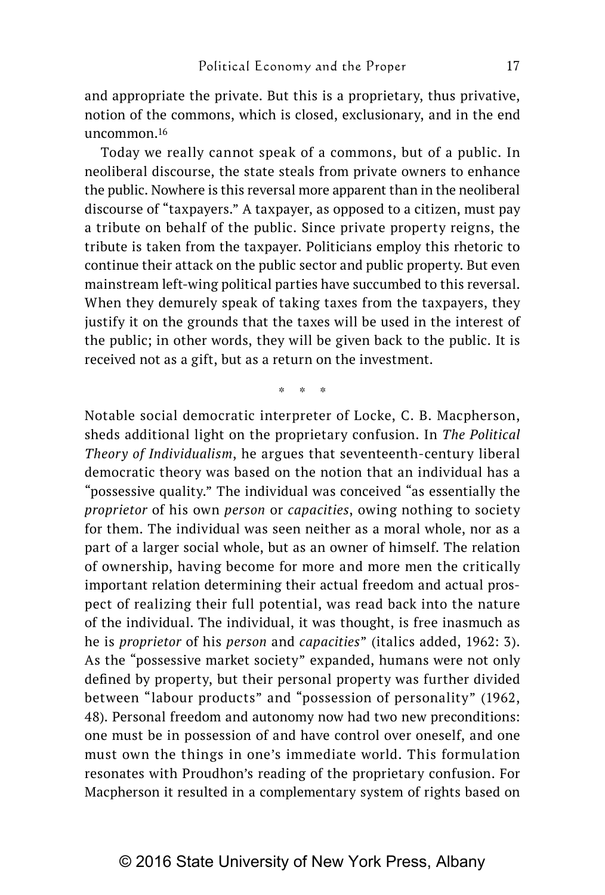and appropriate the private. But this is a proprietary, thus privative, notion of the commons, which is closed, exclusionary, and in the end uncommon.[16]

Today we really cannot speak of a commons, but of a public. In neoliberal discourse, the state steals from private owners to enhance the public. Nowhere is this reversal more apparent than in the neoliberal discourse of "taxpayers." A taxpayer, as opposed to a citizen, must pay a tribute on behalf of the public. Since private property reigns, the tribute is taken from the taxpayer. Politicians employ this rhetoric to continue their attack on the public sector and public property. But even mainstream left-wing political parties have succumbed to this reversal. When they demurely speak of taking taxes from the taxpayers, they justify it on the grounds that the taxes will be used in the interest of the public; in other words, they will be given back to the public. It is received not as a gift, but as a return on the investment.

\* \* \*

Notable social democratic interpreter of Locke, C. B. Macpherson, sheds additional light on the proprietary confusion. In *The Political Theory of Individualism*, he argues that seventeenth-century liberal democratic theory was based on the notion that an individual has a "possessive quality." The individual was conceived "as essentially the *proprietor* of his own *person* or *capacities*, owing nothing to society for them. The individual was seen neither as a moral whole, nor as a part of a larger social whole, but as an owner of himself. The relation of ownership, having become for more and more men the critically important relation determining their actual freedom and actual prospect of realizing their full potential, was read back into the nature of the individual. The individual, it was thought, is free inasmuch as he is *proprietor* of his *person* and *capacities*" (italics added, 1962: 3). As the "possessive market society" expanded, humans were not only defined by property, but their personal property was further divided between "labour products" and "possession of personality" (1962, 48). Personal freedom and autonomy now had two new preconditions: one must be in possession of and have control over oneself, and one must own the things in one's immediate world. This formulation resonates with Proudhon's reading of the proprietary confusion. For Macpherson it resulted in a complementary system of rights based on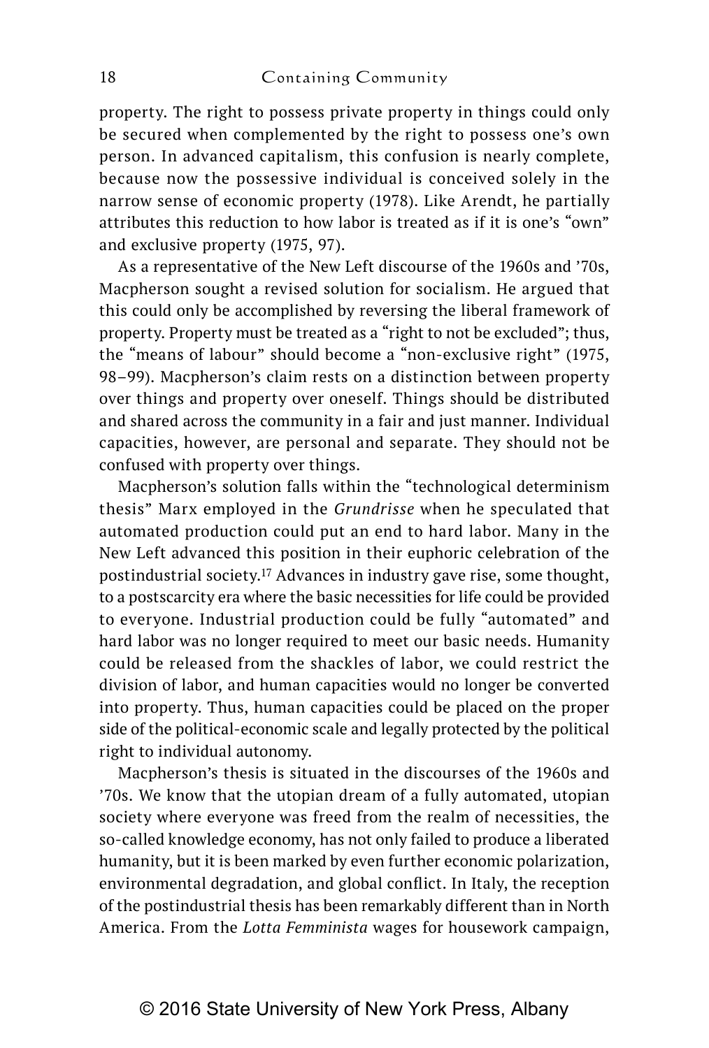property. The right to possess private property in things could only be secured when complemented by the right to possess one's own person. In advanced capitalism, this confusion is nearly complete, because now the possessive individual is conceived solely in the narrow sense of economic property (1978). Like Arendt, he partially attributes this reduction to how labor is treated as if it is one's "own" and exclusive property (1975, 97).

As a representative of the New Left discourse of the 1960s and '70s, Macpherson sought a revised solution for socialism. He argued that this could only be accomplished by reversing the liberal framework of property. Property must be treated as a "right to not be excluded"; thus, the "means of labour" should become a "non-exclusive right" (1975, 98–99). Macpherson's claim rests on a distinction between property over things and property over oneself. Things should be distributed and shared across the community in a fair and just manner. Individual capacities, however, are personal and separate. They should not be confused with property over things.

Macpherson's solution falls within the "technological determinism thesis" Marx employed in the *Grundrisse* when he speculated that automated production could put an end to hard labor. Many in the New Left advanced this position in their euphoric celebration of the postindustrial society.[17] Advances in industry gave rise, some thought, to a postscarcity era where the basic necessities for life could be provided to everyone. Industrial production could be fully "automated" and hard labor was no longer required to meet our basic needs. Humanity could be released from the shackles of labor, we could restrict the division of labor, and human capacities would no longer be converted into property. Thus, human capacities could be placed on the proper side of the political-economic scale and legally protected by the political right to individual autonomy.

Macpherson's thesis is situated in the discourses of the 1960s and '70s. We know that the utopian dream of a fully automated, utopian society where everyone was freed from the realm of necessities, the so-called knowledge economy, has not only failed to produce a liberated humanity, but it is been marked by even further economic polarization, environmental degradation, and global conflict. In Italy, the reception of the postindustrial thesis has been remarkably different than in North America. From the *Lotta Femminista* wages for housework campaign,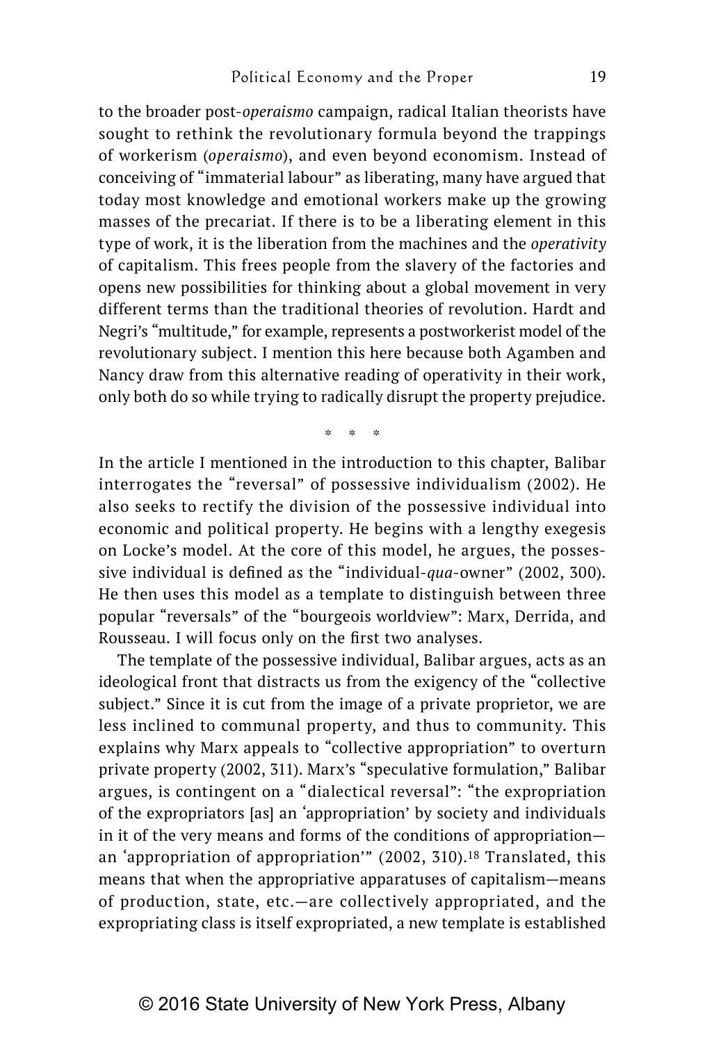to the broader post-*operaismo* campaign, radical Italian theorists have sought to rethink the revolutionary formula beyond the trappings of workerism (*operaismo*), and even beyond economism. Instead of conceiving of "immaterial labour" as liberating, many have argued that today most knowledge and emotional workers make up the growing masses of the precariat. If there is to be a liberating element in this type of work, it is the liberation from the machines and the *operativity* of capitalism. This frees people from the slavery of the factories and opens new possibilities for thinking about a global movement in very different terms than the traditional theories of revolution. Hardt and Negri's "multitude," for example, represents a postworkerist model of the revolutionary subject. I mention this here because both Agamben and Nancy draw from this alternative reading of operativity in their work, only both do so while trying to radically disrupt the property prejudice.

\* \* \*

In the article I mentioned in the introduction to this chapter, Balibar interrogates the "reversal" of possessive individualism (2002). He also seeks to rectify the division of the possessive individual into economic and political property. He begins with a lengthy exegesis on Locke's model. At the core of this model, he argues, the possessive individual is defined as the "individual-*qua*-owner" (2002, 300). He then uses this model as a template to distinguish between three popular "reversals" of the "bourgeois worldview": Marx, Derrida, and Rousseau. I will focus only on the first two analyses.

The template of the possessive individual, Balibar argues, acts as an ideological front that distracts us from the exigency of the "collective subject." Since it is cut from the image of a private proprietor, we are less inclined to communal property, and thus to community. This explains why Marx appeals to "collective appropriation" to overturn private property (2002, 311). Marx's "speculative formulation," Balibar argues, is contingent on a "dialectical reversal": "the expropriation of the expropriators [as] an 'appropriation' by society and individuals in it of the very means and forms of the conditions of appropriation—an 'appropriation of appropriation'" (2002, 310).[18] Translated, this means that when the appropriative apparatuses of capitalism—means of production, state, etc.—are collectively appropriated, and the expropriating class is itself expropriated, a new template is established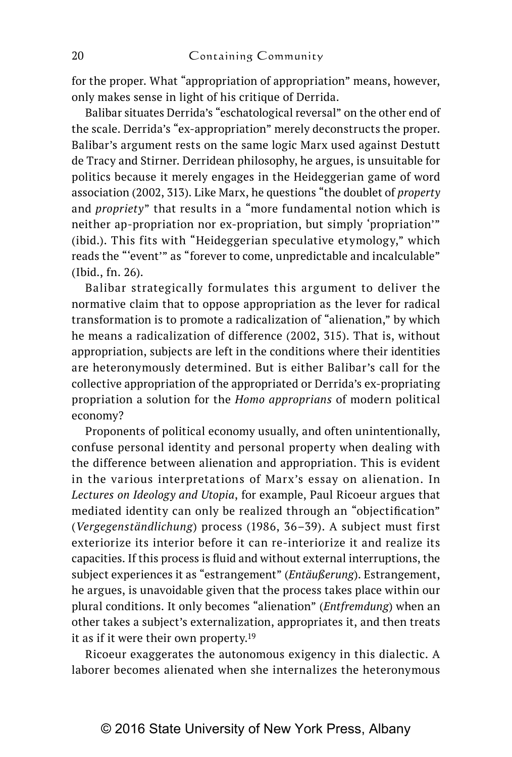for the proper. What "appropriation of appropriation" means, however, only makes sense in light of his critique of Derrida.

Balibar situates Derrida's "eschatological reversal" on the other end of the scale. Derrida's "ex-appropriation" merely deconstructs the proper. Balibar's argument rests on the same logic Marx used against Destutt de Tracy and Stirner. Derridean philosophy, he argues, is unsuitable for politics because it merely engages in the Heideggerian game of word association (2002, 313). Like Marx, he questions "the doublet of *property* and *propriety*" that results in a "more fundamental notion which is neither ap-propriation nor ex-propriation, but simply 'propriation'" (ibid.). This fits with "Heideggerian speculative etymology," which reads the "'event'" as "forever to come, unpredictable and incalculable" (Ibid., fn. 26).

Balibar strategically formulates this argument to deliver the normative claim that to oppose appropriation as the lever for radical transformation is to promote a radicalization of "alienation," by which he means a radicalization of difference (2002, 315). That is, without appropriation, subjects are left in the conditions where their identities are heteronymously determined. But is either Balibar's call for the collective appropriation of the appropriated or Derrida's ex-propriating propriation a solution for the *Homo approprians* of modern political economy?

Proponents of political economy usually, and often unintentionally, confuse personal identity and personal property when dealing with the difference between alienation and appropriation. This is evident in the various interpretations of Marx's essay on alienation. In *Lectures on Ideology and Utopia*, for example, Paul Ricoeur argues that mediated identity can only be realized through an "objectification" (*Vergegenständlichung*) process (1986, 36–39). A subject must first exteriorize its interior before it can re-interiorize it and realize its capacities. If this process is fluid and without external interruptions, the subject experiences it as "estrangement" (*Entäußerung*). Estrangement, he argues, is unavoidable given that the process takes place within our plural conditions. It only becomes "alienation" (*Entfremdung*) when an other takes a subject's externalization, appropriates it, and then treats it as if it were their own property.[19]

Ricoeur exaggerates the autonomous exigency in this dialectic. A laborer becomes alienated when she internalizes the heteronymous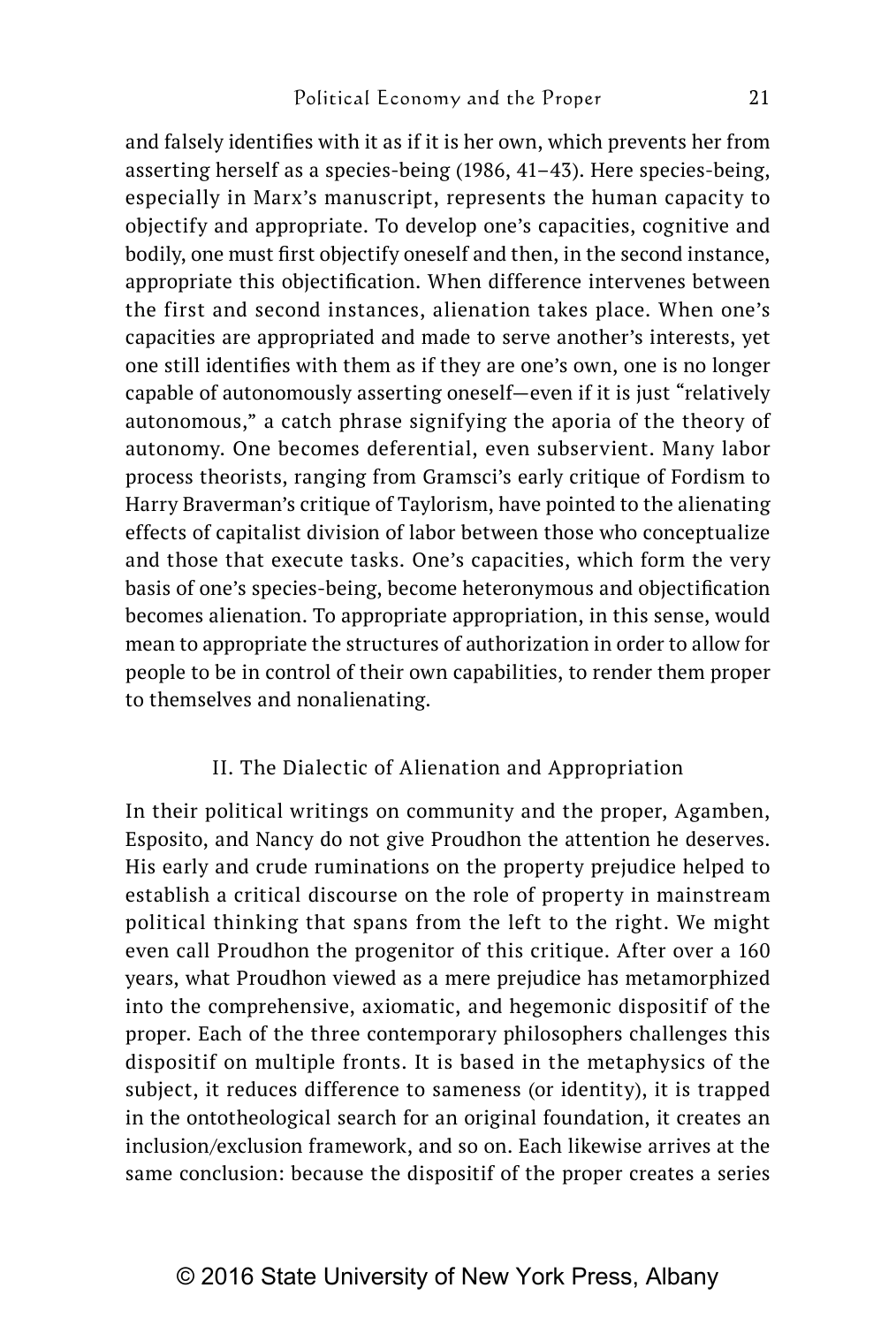and falsely identifies with it as if it is her own, which prevents her from asserting herself as a species-being (1986, 41–43). Here species-being, especially in Marx's manuscript, represents the human capacity to objectify and appropriate. To develop one's capacities, cognitive and bodily, one must first objectify oneself and then, in the second instance, appropriate this objectification. When difference intervenes between the first and second instances, alienation takes place. When one's capacities are appropriated and made to serve another's interests, yet one still identifies with them as if they are one's own, one is no longer capable of autonomously asserting oneself—even if it is just "relatively autonomous," a catch phrase signifying the aporia of the theory of autonomy. One becomes deferential, even subservient. Many labor process theorists, ranging from Gramsci's early critique of Fordism to Harry Braverman's critique of Taylorism, have pointed to the alienating effects of capitalist division of labor between those who conceptualize and those that execute tasks. One's capacities, which form the very basis of one's species-being, become heteronymous and objectification becomes alienation. To appropriate appropriation, in this sense, would mean to appropriate the structures of authorization in order to allow for people to be in control of their own capabilities, to render them proper to themselves and nonalienating.

## II. The Dialectic of Alienation and Appropriation

In their political writings on community and the proper, Agamben, Esposito, and Nancy do not give Proudhon the attention he deserves. His early and crude ruminations on the property prejudice helped to establish a critical discourse on the role of property in mainstream political thinking that spans from the left to the right. We might even call Proudhon the progenitor of this critique. After over a 160 years, what Proudhon viewed as a mere prejudice has metamorphized into the comprehensive, axiomatic, and hegemonic dispositif of the proper. Each of the three contemporary philosophers challenges this dispositif on multiple fronts. It is based in the metaphysics of the subject, it reduces difference to sameness (or identity), it is trapped in the ontotheological search for an original foundation, it creates an inclusion/exclusion framework, and so on. Each likewise arrives at the same conclusion: because the dispositif of the proper creates a series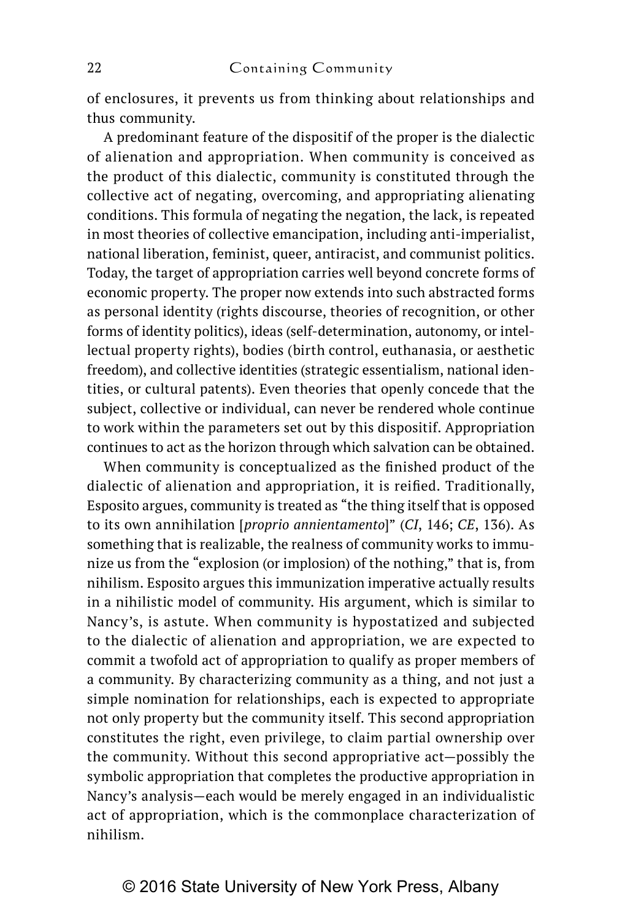of enclosures, it prevents us from thinking about relationships and thus community.

A predominant feature of the dispositif of the proper is the dialectic of alienation and appropriation. When community is conceived as the product of this dialectic, community is constituted through the collective act of negating, overcoming, and appropriating alienating conditions. This formula of negating the negation, the lack, is repeated in most theories of collective emancipation, including anti-imperialist, national liberation, feminist, queer, antiracist, and communist politics. Today, the target of appropriation carries well beyond concrete forms of economic property. The proper now extends into such abstracted forms as personal identity (rights discourse, theories of recognition, or other forms of identity politics), ideas (self-determination, autonomy, or intellectual property rights), bodies (birth control, euthanasia, or aesthetic freedom), and collective identities (strategic essentialism, national identities, or cultural patents). Even theories that openly concede that the subject, collective or individual, can never be rendered whole continue to work within the parameters set out by this dispositif. Appropriation continues to act as the horizon through which salvation can be obtained.

When community is conceptualized as the finished product of the dialectic of alienation and appropriation, it is reified. Traditionally, Esposito argues, community is treated as "the thing itself that is opposed to its own annihilation [*proprio annientamento*]" (*CI*, 146; *CE*, 136). As something that is realizable, the realness of community works to immunize us from the "explosion (or implosion) of the nothing," that is, from nihilism. Esposito argues this immunization imperative actually results in a nihilistic model of community. His argument, which is similar to Nancy's, is astute. When community is hypostatized and subjected to the dialectic of alienation and appropriation, we are expected to commit a twofold act of appropriation to qualify as proper members of a community. By characterizing community as a thing, and not just a simple nomination for relationships, each is expected to appropriate not only property but the community itself. This second appropriation constitutes the right, even privilege, to claim partial ownership over the community. Without this second appropriative act—possibly the symbolic appropriation that completes the productive appropriation in Nancy's analysis—each would be merely engaged in an individualistic act of appropriation, which is the commonplace characterization of nihilism.

© 2016 State University of New York Press, Albany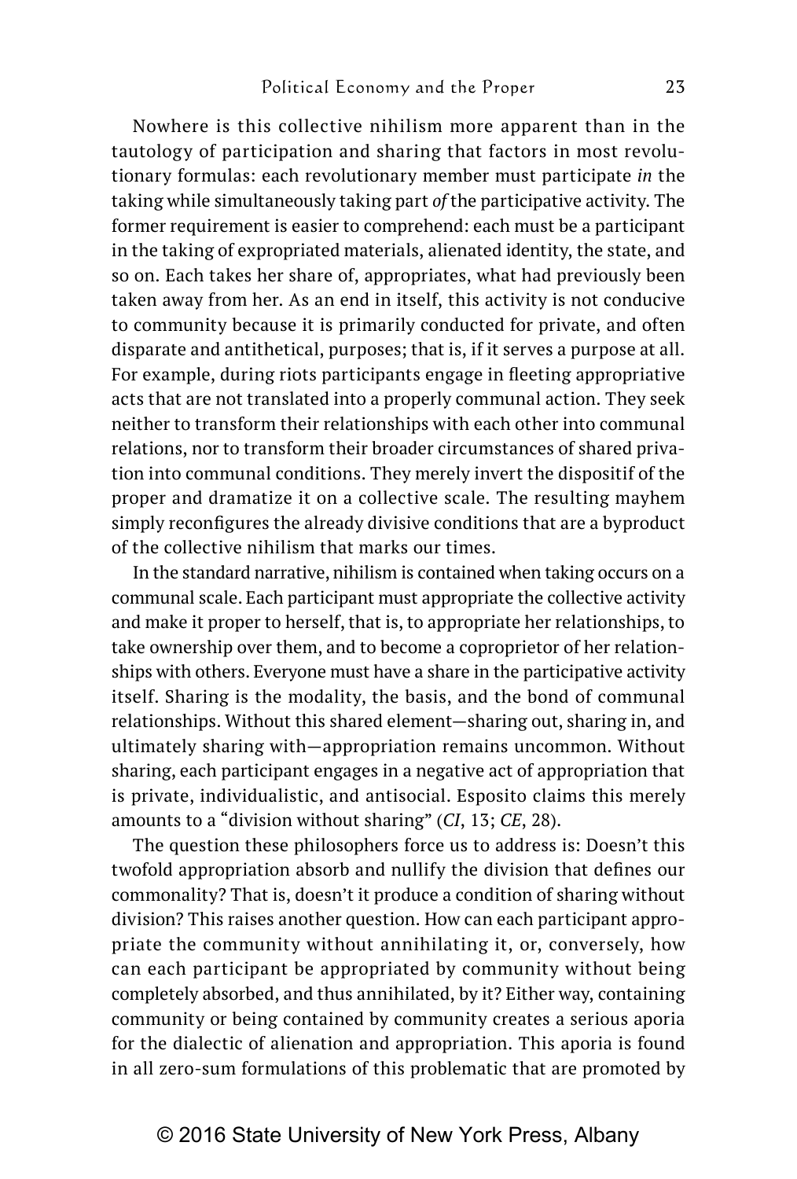Nowhere is this collective nihilism more apparent than in the tautology of participation and sharing that factors in most revolutionary formulas: each revolutionary member must participate *in* the taking while simultaneously taking part *of* the participative activity. The former requirement is easier to comprehend: each must be a participant in the taking of expropriated materials, alienated identity, the state, and so on. Each takes her share of, appropriates, what had previously been taken away from her. As an end in itself, this activity is not conducive to community because it is primarily conducted for private, and often disparate and antithetical, purposes; that is, if it serves a purpose at all. For example, during riots participants engage in fleeting appropriative acts that are not translated into a properly communal action. They seek neither to transform their relationships with each other into communal relations, nor to transform their broader circumstances of shared privation into communal conditions. They merely invert the dispositif of the proper and dramatize it on a collective scale. The resulting mayhem simply reconfigures the already divisive conditions that are a byproduct of the collective nihilism that marks our times.

In the standard narrative, nihilism is contained when taking occurs on a communal scale. Each participant must appropriate the collective activity and make it proper to herself, that is, to appropriate her relationships, to take ownership over them, and to become a coproprietor of her relationships with others. Everyone must have a share in the participative activity itself. Sharing is the modality, the basis, and the bond of communal relationships. Without this shared element—sharing out, sharing in, and ultimately sharing with—appropriation remains uncommon. Without sharing, each participant engages in a negative act of appropriation that is private, individualistic, and antisocial. Esposito claims this merely amounts to a "division without sharing" (*CI*, 13; *CE*, 28).

The question these philosophers force us to address is: Doesn't this twofold appropriation absorb and nullify the division that defines our commonality? That is, doesn't it produce a condition of sharing without division? This raises another question. How can each participant appropriate the community without annihilating it, or, conversely, how can each participant be appropriated by community without being completely absorbed, and thus annihilated, by it? Either way, containing community or being contained by community creates a serious aporia for the dialectic of alienation and appropriation. This aporia is found in all zero-sum formulations of this problematic that are promoted by

© 2016 State University of New York Press, Albany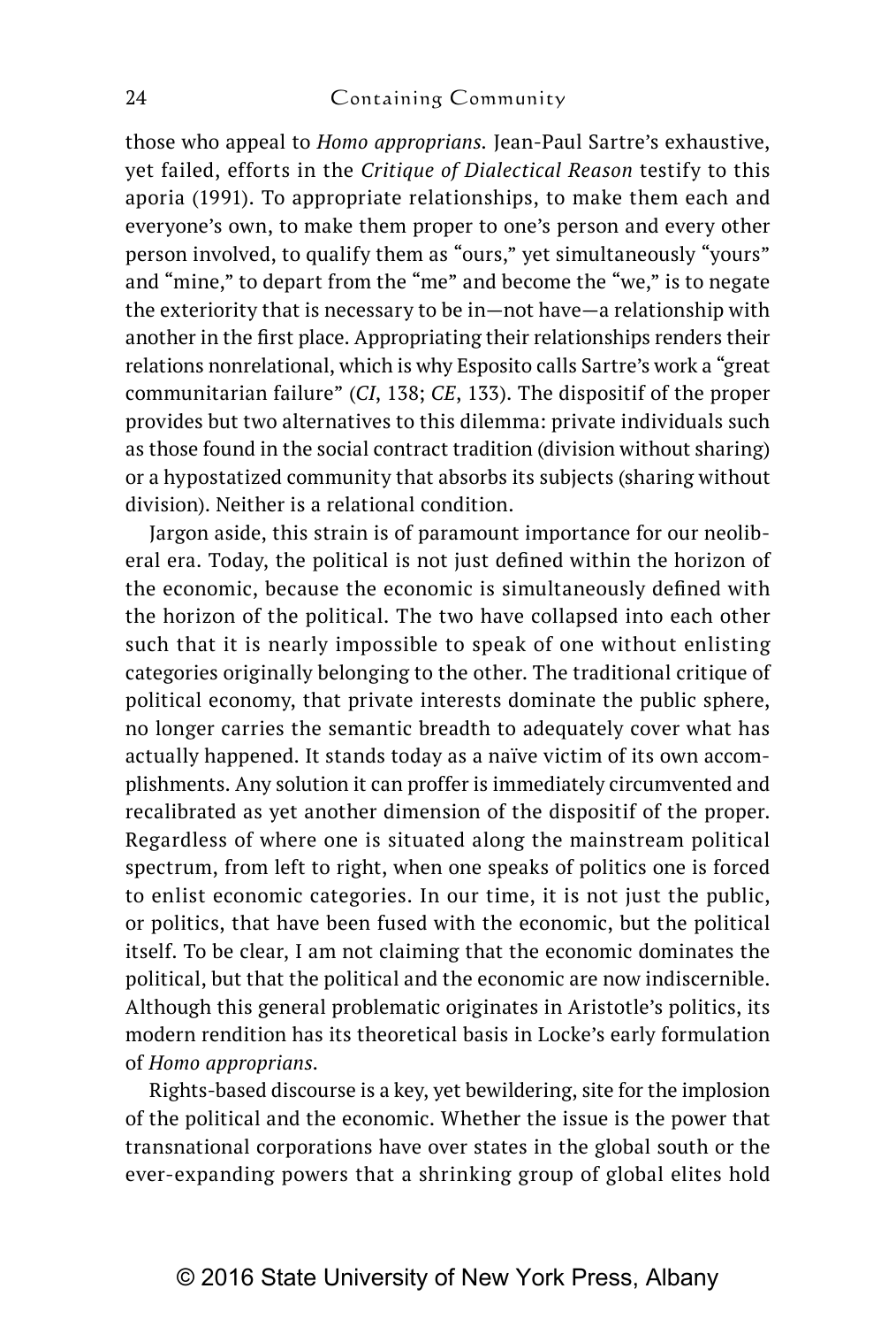those who appeal to *Homo approprians*. Jean-Paul Sartre's exhaustive, yet failed, efforts in the *Critique of Dialectical Reason* testify to this aporia (1991). To appropriate relationships, to make them each and everyone's own, to make them proper to one's person and every other person involved, to qualify them as "ours," yet simultaneously "yours" and "mine," to depart from the "me" and become the "we," is to negate the exteriority that is necessary to be in—not have—a relationship with another in the first place. Appropriating their relationships renders their relations nonrelational, which is why Esposito calls Sartre's work a "great communitarian failure" (*CI*, 138; *CE*, 133). The dispositif of the proper provides but two alternatives to this dilemma: private individuals such as those found in the social contract tradition (division without sharing) or a hypostatized community that absorbs its subjects (sharing without division). Neither is a relational condition.

Jargon aside, this strain is of paramount importance for our neoliberal era. Today, the political is not just defined within the horizon of the economic, because the economic is simultaneously defined with the horizon of the political. The two have collapsed into each other such that it is nearly impossible to speak of one without enlisting categories originally belonging to the other. The traditional critique of political economy, that private interests dominate the public sphere, no longer carries the semantic breadth to adequately cover what has actually happened. It stands today as a naïve victim of its own accomplishments. Any solution it can proffer is immediately circumvented and recalibrated as yet another dimension of the dispositif of the proper. Regardless of where one is situated along the mainstream political spectrum, from left to right, when one speaks of politics one is forced to enlist economic categories. In our time, it is not just the public, or politics, that have been fused with the economic, but the political itself. To be clear, I am not claiming that the economic dominates the political, but that the political and the economic are now indiscernible. Although this general problematic originates in Aristotle's politics, its modern rendition has its theoretical basis in Locke's early formulation of *Homo approprians*.

Rights-based discourse is a key, yet bewildering, site for the implosion of the political and the economic. Whether the issue is the power that transnational corporations have over states in the global south or the ever-expanding powers that a shrinking group of global elites hold